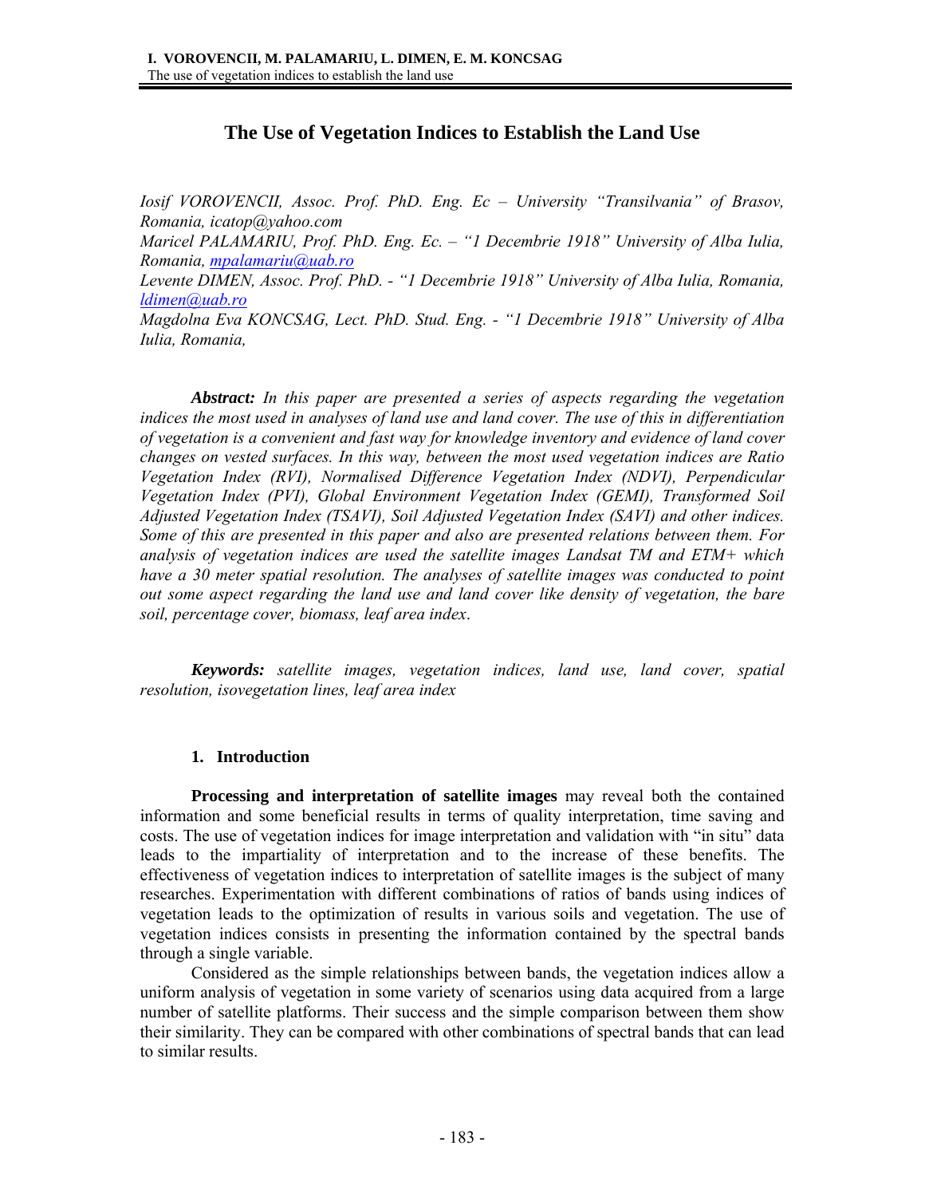# The Use of Vegetation Indices to Establish the Land Use

*Iosif VOROVENCII, Assoc. Prof. PhD. Eng. Ec – University "Transilvania" of Brasov, Romania, icatop@yahoo.com*
*Maricel PALAMARIU, Prof. PhD. Eng. Ec. – "1 Decembrie 1918" University of Alba Iulia, Romania, mpalamariu@uab.ro*
*Levente DIMEN, Assoc. Prof. PhD. - "1 Decembrie 1918" University of Alba Iulia, Romania, ldimen@uab.ro*
*Magdolna Eva KONCSAG, Lect. PhD. Stud. Eng. - "1 Decembrie 1918" University of Alba Iulia, Romania,*

***Abstract:*** *In this paper are presented a series of aspects regarding the vegetation indices the most used in analyses of land use and land cover. The use of this in differentiation of vegetation is a convenient and fast way for knowledge inventory and evidence of land cover changes on vested surfaces. In this way, between the most used vegetation indices are Ratio Vegetation Index (RVI), Normalised Difference Vegetation Index (NDVI), Perpendicular Vegetation Index (PVI), Global Environment Vegetation Index (GEMI), Transformed Soil Adjusted Vegetation Index (TSAVI), Soil Adjusted Vegetation Index (SAVI) and other indices. Some of this are presented in this paper and also are presented relations between them. For analysis of vegetation indices are used the satellite images Landsat TM and ETM+ which have a 30 meter spatial resolution. The analyses of satellite images was conducted to point out some aspect regarding the land use and land cover like density of vegetation, the bare soil, percentage cover, biomass, leaf area index.*

***Keywords:*** *satellite images, vegetation indices, land use, land cover, spatial resolution, isovegetation lines, leaf area index*

## 1. Introduction

**Processing and interpretation of satellite images** may reveal both the contained information and some beneficial results in terms of quality interpretation, time saving and costs. The use of vegetation indices for image interpretation and validation with "in situ" data leads to the impartiality of interpretation and to the increase of these benefits. The effectiveness of vegetation indices to interpretation of satellite images is the subject of many researches. Experimentation with different combinations of ratios of bands using indices of vegetation leads to the optimization of results in various soils and vegetation. The use of vegetation indices consists in presenting the information contained by the spectral bands through a single variable.

Considered as the simple relationships between bands, the vegetation indices allow a uniform analysis of vegetation in some variety of scenarios using data acquired from a large number of satellite platforms. Their success and the simple comparison between them show their similarity. They can be compared with other combinations of spectral bands that can lead to similar results.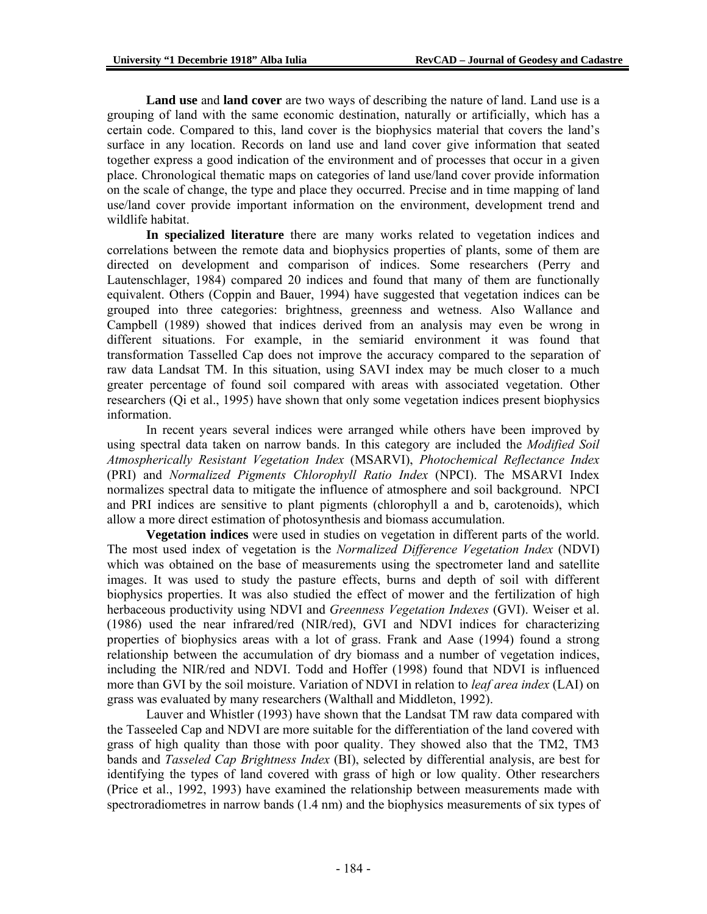**Land use** and **land cover** are two ways of describing the nature of land. Land use is a grouping of land with the same economic destination, naturally or artificially, which has a certain code. Compared to this, land cover is the biophysics material that covers the land's surface in any location. Records on land use and land cover give information that seated together express a good indication of the environment and of processes that occur in a given place. Chronological thematic maps on categories of land use/land cover provide information on the scale of change, the type and place they occurred. Precise and in time mapping of land use/land cover provide important information on the environment, development trend and wildlife habitat.

**In specialized literature** there are many works related to vegetation indices and correlations between the remote data and biophysics properties of plants, some of them are directed on development and comparison of indices. Some researchers (Perry and Lautenschlager, 1984) compared 20 indices and found that many of them are functionally equivalent. Others (Coppin and Bauer, 1994) have suggested that vegetation indices can be grouped into three categories: brightness, greenness and wetness. Also Wallance and Campbell (1989) showed that indices derived from an analysis may even be wrong in different situations. For example, in the semiarid environment it was found that transformation Tasselled Cap does not improve the accuracy compared to the separation of raw data Landsat TM. In this situation, using SAVI index may be much closer to a much greater percentage of found soil compared with areas with associated vegetation. Other researchers (Qi et al., 1995) have shown that only some vegetation indices present biophysics information.

In recent years several indices were arranged while others have been improved by using spectral data taken on narrow bands. In this category are included the *Modified Soil Atmospherically Resistant Vegetation Index* (MSARVI), *Photochemical Reflectance Index* (PRI) and *Normalized Pigments Chlorophyll Ratio Index* (NPCI). The MSARVI Index normalizes spectral data to mitigate the influence of atmosphere and soil background. NPCI and PRI indices are sensitive to plant pigments (chlorophyll a and b, carotenoids), which allow a more direct estimation of photosynthesis and biomass accumulation.

**Vegetation indices** were used in studies on vegetation in different parts of the world. The most used index of vegetation is the *Normalized Difference Vegetation Index* (NDVI) which was obtained on the base of measurements using the spectrometer land and satellite images. It was used to study the pasture effects, burns and depth of soil with different biophysics properties. It was also studied the effect of mower and the fertilization of high herbaceous productivity using NDVI and *Greenness Vegetation Indexes* (GVI). Weiser et al. (1986) used the near infrared/red (NIR/red), GVI and NDVI indices for characterizing properties of biophysics areas with a lot of grass. Frank and Aase (1994) found a strong relationship between the accumulation of dry biomass and a number of vegetation indices, including the NIR/red and NDVI. Todd and Hoffer (1998) found that NDVI is influenced more than GVI by the soil moisture. Variation of NDVI in relation to *leaf area index* (LAI) on grass was evaluated by many researchers (Walthall and Middleton, 1992).

Lauver and Whistler (1993) have shown that the Landsat TM raw data compared with the Tasseeled Cap and NDVI are more suitable for the differentiation of the land covered with grass of high quality than those with poor quality. They showed also that the TM2, TM3 bands and *Tasseled Cap Brightness Index* (BI), selected by differential analysis, are best for identifying the types of land covered with grass of high or low quality. Other researchers (Price et al., 1992, 1993) have examined the relationship between measurements made with spectroradiometres in narrow bands (1.4 nm) and the biophysics measurements of six types of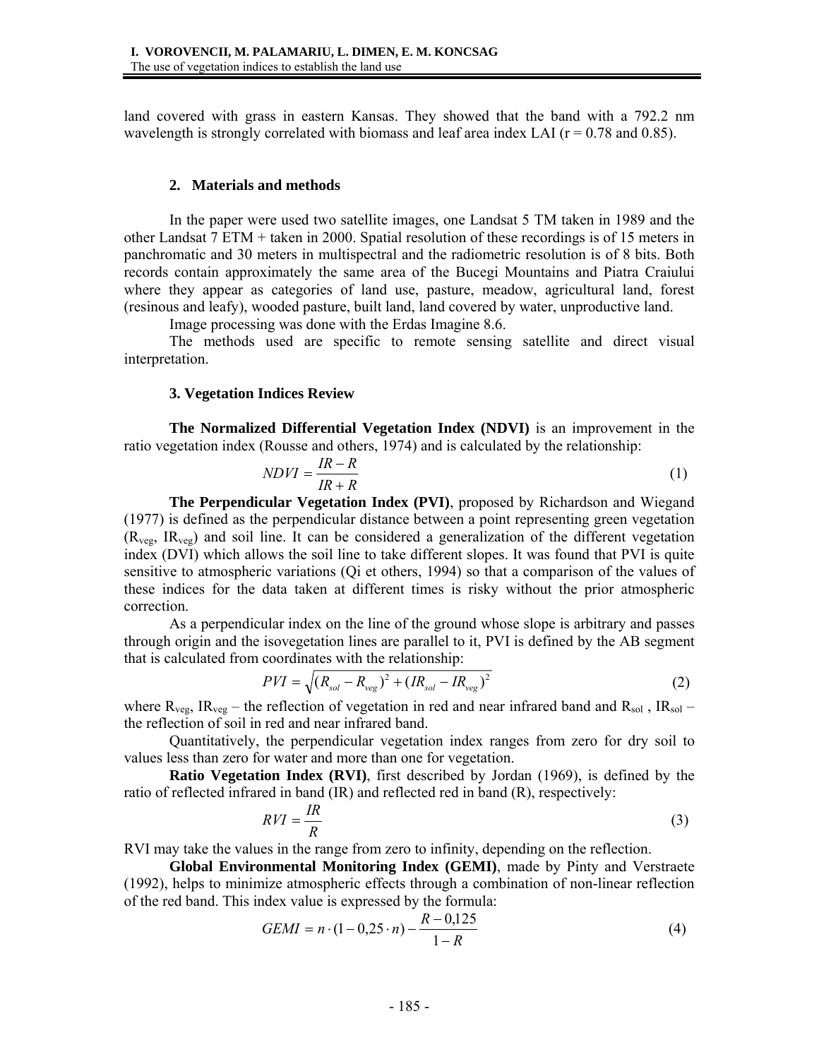land covered with grass in eastern Kansas. They showed that the band with a 792.2 nm wavelength is strongly correlated with biomass and leaf area index LAI (r = 0.78 and 0.85).

## 2. Materials and methods

In the paper were used two satellite images, one Landsat 5 TM taken in 1989 and the other Landsat 7 ETM + taken in 2000. Spatial resolution of these recordings is of 15 meters in panchromatic and 30 meters in multispectral and the radiometric resolution is of 8 bits. Both records contain approximately the same area of the Bucegi Mountains and Piatra Craiului where they appear as categories of land use, pasture, meadow, agricultural land, forest (resinous and leafy), wooded pasture, built land, land covered by water, unproductive land.

Image processing was done with the Erdas Imagine 8.6.

The methods used are specific to remote sensing satellite and direct visual interpretation.

## 3. Vegetation Indices Review

**The Normalized Differential Vegetation Index (NDVI)** is an improvement in the ratio vegetation index (Rousse and others, 1974) and is calculated by the relationship:

$$NDVI = \frac{IR - R}{IR + R} \tag{1}$$

**The Perpendicular Vegetation Index (PVI)**, proposed by Richardson and Wiegand (1977) is defined as the perpendicular distance between a point representing green vegetation ($R_{veg}$, $IR_{veg}$) and soil line. It can be considered a generalization of the different vegetation index (DVI) which allows the soil line to take different slopes. It was found that PVI is quite sensitive to atmospheric variations (Qi et others, 1994) so that a comparison of the values of these indices for the data taken at different times is risky without the prior atmospheric correction.

As a perpendicular index on the line of the ground whose slope is arbitrary and passes through origin and the isovegetation lines are parallel to it, PVI is defined by the AB segment that is calculated from coordinates with the relationship:

$$PVI = \sqrt{(R_{sol} - R_{veg})^2 + (IR_{sol} - IR_{veg})^2} \tag{2}$$

where $R_{veg}$, $IR_{veg}$ – the reflection of vegetation in red and near infrared band and $R_{sol}$ , $IR_{sol}$ – the reflection of soil in red and near infrared band.

Quantitatively, the perpendicular vegetation index ranges from zero for dry soil to values less than zero for water and more than one for vegetation.

**Ratio Vegetation Index (RVI)**, first described by Jordan (1969), is defined by the ratio of reflected infrared in band (IR) and reflected red in band (R), respectively:

$$RVI = \frac{IR}{R} \tag{3}$$

RVI may take the values in the range from zero to infinity, depending on the reflection.

**Global Environmental Monitoring Index (GEMI)**, made by Pinty and Verstraete (1992), helps to minimize atmospheric effects through a combination of non-linear reflection of the red band. This index value is expressed by the formula:

$$GEMI = n \cdot (1 - 0{,}25 \cdot n) - \frac{R - 0{,}125}{1 - R} \tag{4}$$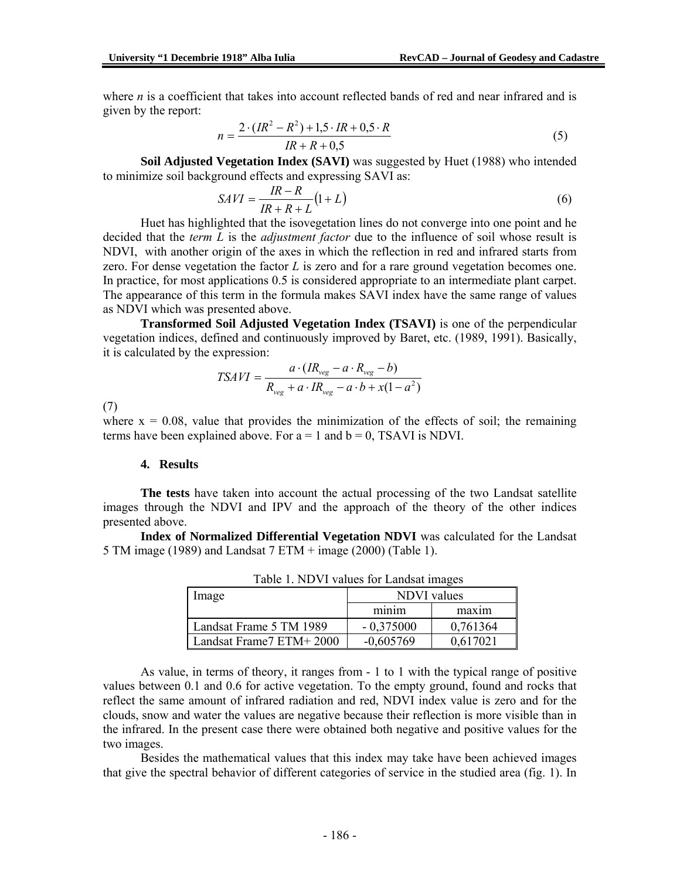where $n$ is a coefficient that takes into account reflected bands of red and near infrared and is given by the report:

$$n = \frac{2 \cdot (IR^2 - R^2) + 1{,}5 \cdot IR + 0{,}5 \cdot R}{IR + R + 0{,}5} \quad (5)$$

**Soil Adjusted Vegetation Index (SAVI)** was suggested by Huet (1988) who intended to minimize soil background effects and expressing SAVI as:

$$SAVI = \frac{IR - R}{IR + R + L}(1 + L) \quad (6)$$

Huet has highlighted that the isovegetation lines do not converge into one point and he decided that the *term L* is the *adjustment factor* due to the influence of soil whose result is NDVI, with another origin of the axes in which the reflection in red and infrared starts from zero. For dense vegetation the factor $L$ is zero and for a rare ground vegetation becomes one. In practice, for most applications 0.5 is considered appropriate to an intermediate plant carpet. The appearance of this term in the formula makes SAVI index have the same range of values as NDVI which was presented above.

**Transformed Soil Adjusted Vegetation Index (TSAVI)** is one of the perpendicular vegetation indices, defined and continuously improved by Baret, etc. (1989, 1991). Basically, it is calculated by the expression:

$$TSAVI = \frac{a \cdot (IR_{veg} - a \cdot R_{veg} - b)}{R_{veg} + a \cdot IR_{veg} - a \cdot b + x(1 - a^2)}$$

(7)

where x = 0.08, value that provides the minimization of the effects of soil; the remaining terms have been explained above. For a = 1 and b = 0, TSAVI is NDVI.

## 4. Results

**The tests** have taken into account the actual processing of the two Landsat satellite images through the NDVI and IPV and the approach of the theory of the other indices presented above.

**Index of Normalized Differential Vegetation NDVI** was calculated for the Landsat 5 TM image (1989) and Landsat 7 ETM + image (2000) (Table 1).

Table 1. NDVI values for Landsat images

| Image | NDVI values | |
|---|---|---|
| | minim | maxim |
| Landsat Frame 5 TM 1989 | - 0,375000 | 0,761364 |
| Landsat Frame7 ETM+ 2000 | -0,605769 | 0,617021 |

As value, in terms of theory, it ranges from - 1 to 1 with the typical range of positive values between 0.1 and 0.6 for active vegetation. To the empty ground, found and rocks that reflect the same amount of infrared radiation and red, NDVI index value is zero and for the clouds, snow and water the values are negative because their reflection is more visible than in the infrared. In the present case there were obtained both negative and positive values for the two images.

Besides the mathematical values that this index may take have been achieved images that give the spectral behavior of different categories of service in the studied area (fig. 1). In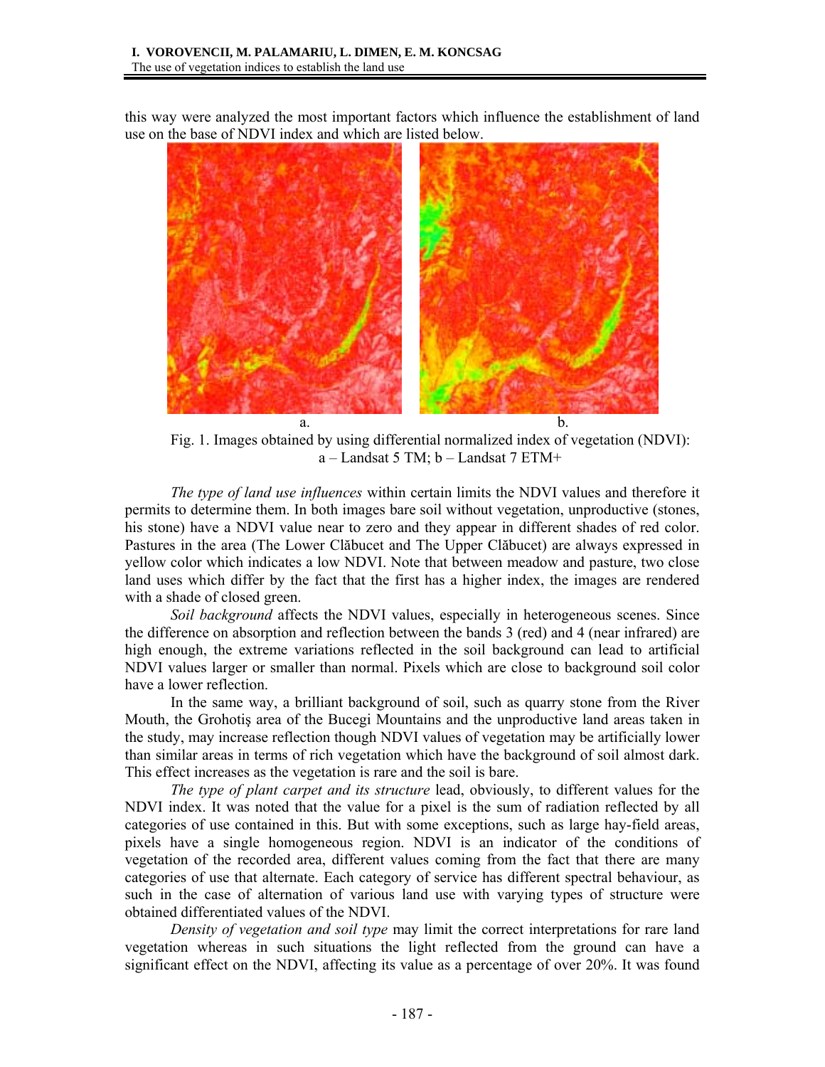this way were analyzed the most important factors which influence the establishment of land use on the base of NDVI index and which are listed below.

a. b.

Fig. 1. Images obtained by using differential normalized index of vegetation (NDVI): a – Landsat 5 TM; b – Landsat 7 ETM+

*The type of land use influences* within certain limits the NDVI values and therefore it permits to determine them. In both images bare soil without vegetation, unproductive (stones, his stone) have a NDVI value near to zero and they appear in different shades of red color. Pastures in the area (The Lower Clăbucet and The Upper Clăbucet) are always expressed in yellow color which indicates a low NDVI. Note that between meadow and pasture, two close land uses which differ by the fact that the first has a higher index, the images are rendered with a shade of closed green.

*Soil background* affects the NDVI values, especially in heterogeneous scenes. Since the difference on absorption and reflection between the bands 3 (red) and 4 (near infrared) are high enough, the extreme variations reflected in the soil background can lead to artificial NDVI values larger or smaller than normal. Pixels which are close to background soil color have a lower reflection.

In the same way, a brilliant background of soil, such as quarry stone from the River Mouth, the Grohotiş area of the Bucegi Mountains and the unproductive land areas taken in the study, may increase reflection though NDVI values of vegetation may be artificially lower than similar areas in terms of rich vegetation which have the background of soil almost dark. This effect increases as the vegetation is rare and the soil is bare.

*The type of plant carpet and its structure* lead, obviously, to different values for the NDVI index. It was noted that the value for a pixel is the sum of radiation reflected by all categories of use contained in this. But with some exceptions, such as large hay-field areas, pixels have a single homogeneous region. NDVI is an indicator of the conditions of vegetation of the recorded area, different values coming from the fact that there are many categories of use that alternate. Each category of service has different spectral behaviour, as such in the case of alternation of various land use with varying types of structure were obtained differentiated values of the NDVI.

*Density of vegetation and soil type* may limit the correct interpretations for rare land vegetation whereas in such situations the light reflected from the ground can have a significant effect on the NDVI, affecting its value as a percentage of over 20%. It was found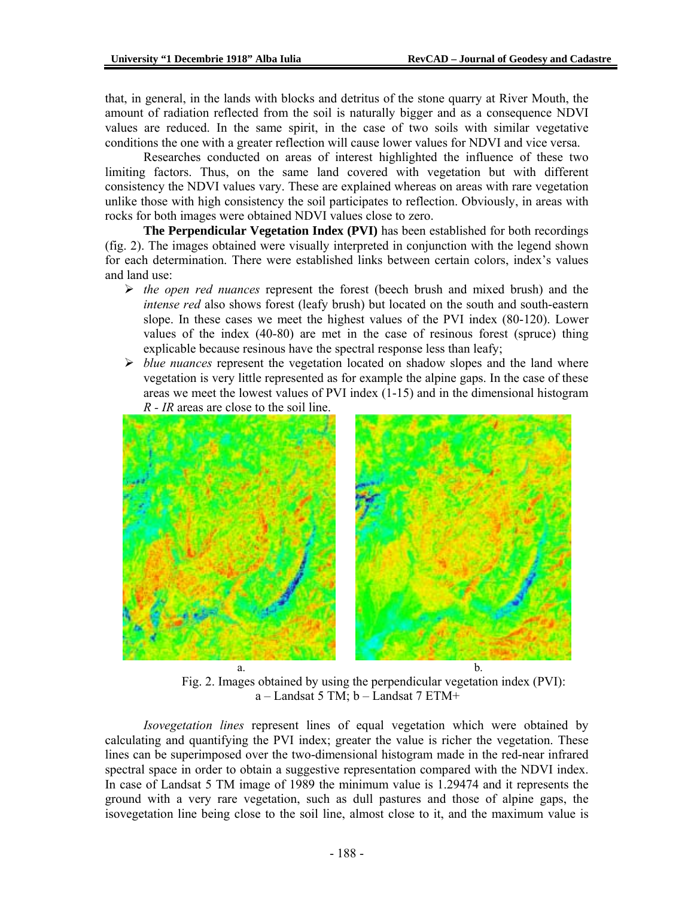that, in general, in the lands with blocks and detritus of the stone quarry at River Mouth, the amount of radiation reflected from the soil is naturally bigger and as a consequence NDVI values are reduced. In the same spirit, in the case of two soils with similar vegetative conditions the one with a greater reflection will cause lower values for NDVI and vice versa.

Researches conducted on areas of interest highlighted the influence of these two limiting factors. Thus, on the same land covered with vegetation but with different consistency the NDVI values vary. These are explained whereas on areas with rare vegetation unlike those with high consistency the soil participates to reflection. Obviously, in areas with rocks for both images were obtained NDVI values close to zero.

**The Perpendicular Vegetation Index (PVI)** has been established for both recordings (fig. 2). The images obtained were visually interpreted in conjunction with the legend shown for each determination. There were established links between certain colors, index's values and land use:

- *the open red nuances* represent the forest (beech brush and mixed brush) and the *intense red* also shows forest (leafy brush) but located on the south and south-eastern slope. In these cases we meet the highest values of the PVI index (80-120). Lower values of the index (40-80) are met in the case of resinous forest (spruce) thing explicable because resinous have the spectral response less than leafy;
- *blue nuances* represent the vegetation located on shadow slopes and the land where vegetation is very little represented as for example the alpine gaps. In the case of these areas we meet the lowest values of PVI index (1-15) and in the dimensional histogram *R - IR* areas are close to the soil line.

a. b.

Fig. 2. Images obtained by using the perpendicular vegetation index (PVI): a – Landsat 5 TM; b – Landsat 7 ETM+

*Isovegetation lines* represent lines of equal vegetation which were obtained by calculating and quantifying the PVI index; greater the value is richer the vegetation. These lines can be superimposed over the two-dimensional histogram made in the red-near infrared spectral space in order to obtain a suggestive representation compared with the NDVI index. In case of Landsat 5 TM image of 1989 the minimum value is 1.29474 and it represents the ground with a very rare vegetation, such as dull pastures and those of alpine gaps, the isovegetation line being close to the soil line, almost close to it, and the maximum value is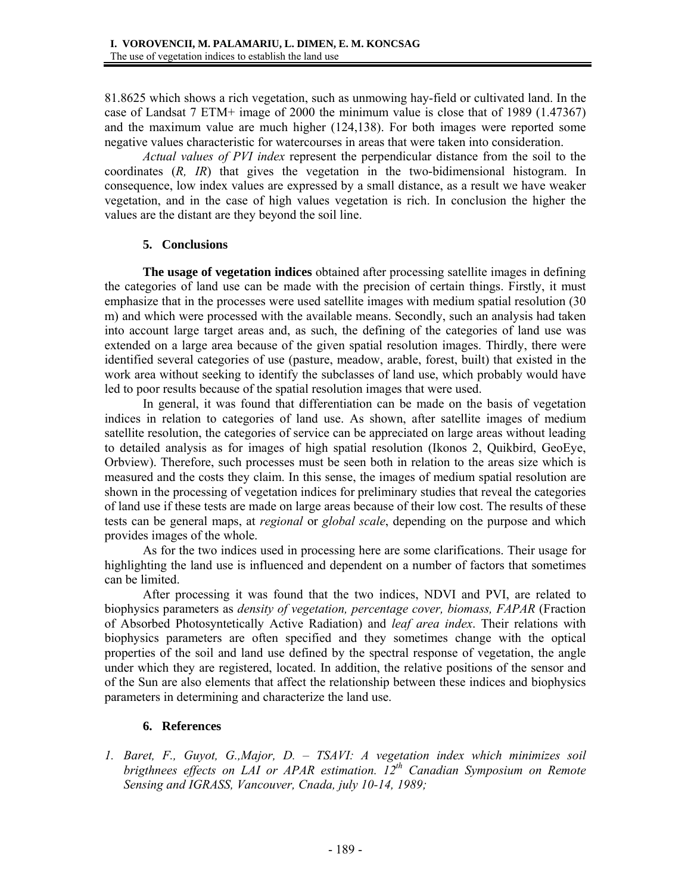81.8625 which shows a rich vegetation, such as unmowing hay-field or cultivated land. In the case of Landsat 7 ETM+ image of 2000 the minimum value is close that of 1989 (1.47367) and the maximum value are much higher (124,138). For both images were reported some negative values characteristic for watercourses in areas that were taken into consideration.

*Actual values of PVI index* represent the perpendicular distance from the soil to the coordinates (*R, IR*) that gives the vegetation in the two-bidimensional histogram. In consequence, low index values are expressed by a small distance, as a result we have weaker vegetation, and in the case of high values vegetation is rich. In conclusion the higher the values are the distant are they beyond the soil line.

## 5. Conclusions

**The usage of vegetation indices** obtained after processing satellite images in defining the categories of land use can be made with the precision of certain things. Firstly, it must emphasize that in the processes were used satellite images with medium spatial resolution (30 m) and which were processed with the available means. Secondly, such an analysis had taken into account large target areas and, as such, the defining of the categories of land use was extended on a large area because of the given spatial resolution images. Thirdly, there were identified several categories of use (pasture, meadow, arable, forest, built) that existed in the work area without seeking to identify the subclasses of land use, which probably would have led to poor results because of the spatial resolution images that were used.

In general, it was found that differentiation can be made on the basis of vegetation indices in relation to categories of land use. As shown, after satellite images of medium satellite resolution, the categories of service can be appreciated on large areas without leading to detailed analysis as for images of high spatial resolution (Ikonos 2, Quikbird, GeoEye, Orbview). Therefore, such processes must be seen both in relation to the areas size which is measured and the costs they claim. In this sense, the images of medium spatial resolution are shown in the processing of vegetation indices for preliminary studies that reveal the categories of land use if these tests are made on large areas because of their low cost. The results of these tests can be general maps, at *regional* or *global scale*, depending on the purpose and which provides images of the whole.

As for the two indices used in processing here are some clarifications. Their usage for highlighting the land use is influenced and dependent on a number of factors that sometimes can be limited.

After processing it was found that the two indices, NDVI and PVI, are related to biophysics parameters as *density of vegetation, percentage cover, biomass, FAPAR* (Fraction of Absorbed Photosyntetically Active Radiation) and *leaf area index*. Their relations with biophysics parameters are often specified and they sometimes change with the optical properties of the soil and land use defined by the spectral response of vegetation, the angle under which they are registered, located. In addition, the relative positions of the sensor and of the Sun are also elements that affect the relationship between these indices and biophysics parameters in determining and characterize the land use.

## 6. References

1. *Baret, F., Guyot, G.,Major, D. – TSAVI: A vegetation index which minimizes soil brigthnees effects on LAI or APAR estimation. 12th Canadian Symposium on Remote Sensing and IGRASS, Vancouver, Cnada, july 10-14, 1989;*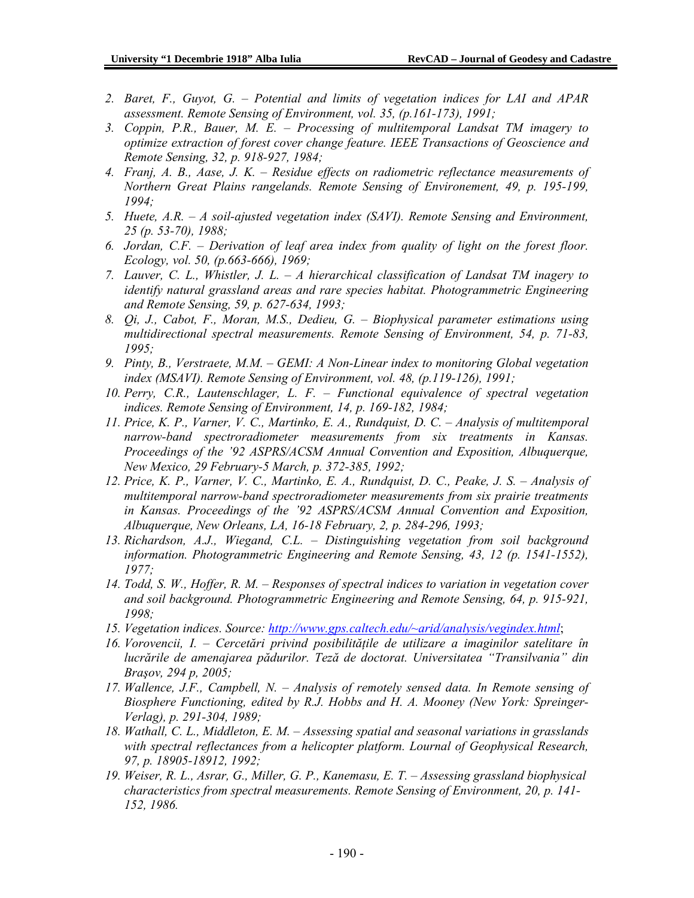2. *Baret, F., Guyot, G. – Potential and limits of vegetation indices for LAI and APAR assessment. Remote Sensing of Environment, vol. 35, (p.161-173), 1991;*
3. *Coppin, P.R., Bauer, M. E. – Processing of multitemporal Landsat TM imagery to optimize extraction of forest cover change feature. IEEE Transactions of Geoscience and Remote Sensing, 32, p. 918-927, 1984;*
4. *Franj, A. B., Aase, J. K. – Residue effects on radiometric reflectance measurements of Northern Great Plains rangelands. Remote Sensing of Environement, 49, p. 195-199, 1994;*
5. *Huete, A.R. – A soil-ajusted vegetation index (SAVI). Remote Sensing and Environment, 25 (p. 53-70), 1988;*
6. *Jordan, C.F. – Derivation of leaf area index from quality of light on the forest floor. Ecology, vol. 50, (p.663-666), 1969;*
7. *Lauver, C. L., Whistler, J. L. – A hierarchical classification of Landsat TM inagery to identify natural grassland areas and rare species habitat. Photogrammetric Engineering and Remote Sensing, 59, p. 627-634, 1993;*
8. *Qi, J., Cabot, F., Moran, M.S., Dedieu, G. – Biophysical parameter estimations using multidirectional spectral measurements. Remote Sensing of Environment, 54, p. 71-83, 1995;*
9. *Pinty, B., Verstraete, M.M. – GEMI: A Non-Linear index to monitoring Global vegetation index (MSAVI). Remote Sensing of Environment, vol. 48, (p.119-126), 1991;*
10. *Perry, C.R., Lautenschlager, L. F. – Functional equivalence of spectral vegetation indices. Remote Sensing of Environment, 14, p. 169-182, 1984;*
11. *Price, K. P., Varner, V. C., Martinko, E. A., Rundquist, D. C. – Analysis of multitemporal narrow-band spectroradiometer measurements from six treatments in Kansas. Proceedings of the '92 ASPRS/ACSM Annual Convention and Exposition, Albuquerque, New Mexico, 29 February-5 March, p. 372-385, 1992;*
12. *Price, K. P., Varner, V. C., Martinko, E. A., Rundquist, D. C., Peake, J. S. – Analysis of multitemporal narrow-band spectroradiometer measurements from six prairie treatments in Kansas. Proceedings of the '92 ASPRS/ACSM Annual Convention and Exposition, Albuquerque, New Orleans, LA, 16-18 February, 2, p. 284-296, 1993;*
13. *Richardson, A.J., Wiegand, C.L. – Distinguishing vegetation from soil background information. Photogrammetric Engineering and Remote Sensing, 43, 12 (p. 1541-1552), 1977;*
14. *Todd, S. W., Hoffer, R. M. – Responses of spectral indices to variation in vegetation cover and soil background. Photogrammetric Engineering and Remote Sensing, 64, p. 915-921, 1998;*
15. *Vegetation indices. Source: http://www.gps.caltech.edu/~arid/analysis/vegindex.html*;
16. *Vorovencii, I. – Cercetări privind posibilitățile de utilizare a imaginilor satelitare în lucrările de amenajarea pădurilor. Teză de doctorat. Universitatea "Transilvania" din Brașov, 294 p, 2005;*
17. *Wallence, J.F., Campbell, N. – Analysis of remotely sensed data. In Remote sensing of Biosphere Functioning, edited by R.J. Hobbs and H. A. Mooney (New York: Spreinger-Verlag), p. 291-304, 1989;*
18. *Wathall, C. L., Middleton, E. M. – Assessing spatial and seasonal variations in grasslands with spectral reflectances from a helicopter platform. Lournal of Geophysical Research, 97, p. 18905-18912, 1992;*
19. *Weiser, R. L., Asrar, G., Miller, G. P., Kanemasu, E. T. – Assessing grassland biophysical characteristics from spectral measurements. Remote Sensing of Environment, 20, p. 141-152, 1986.*